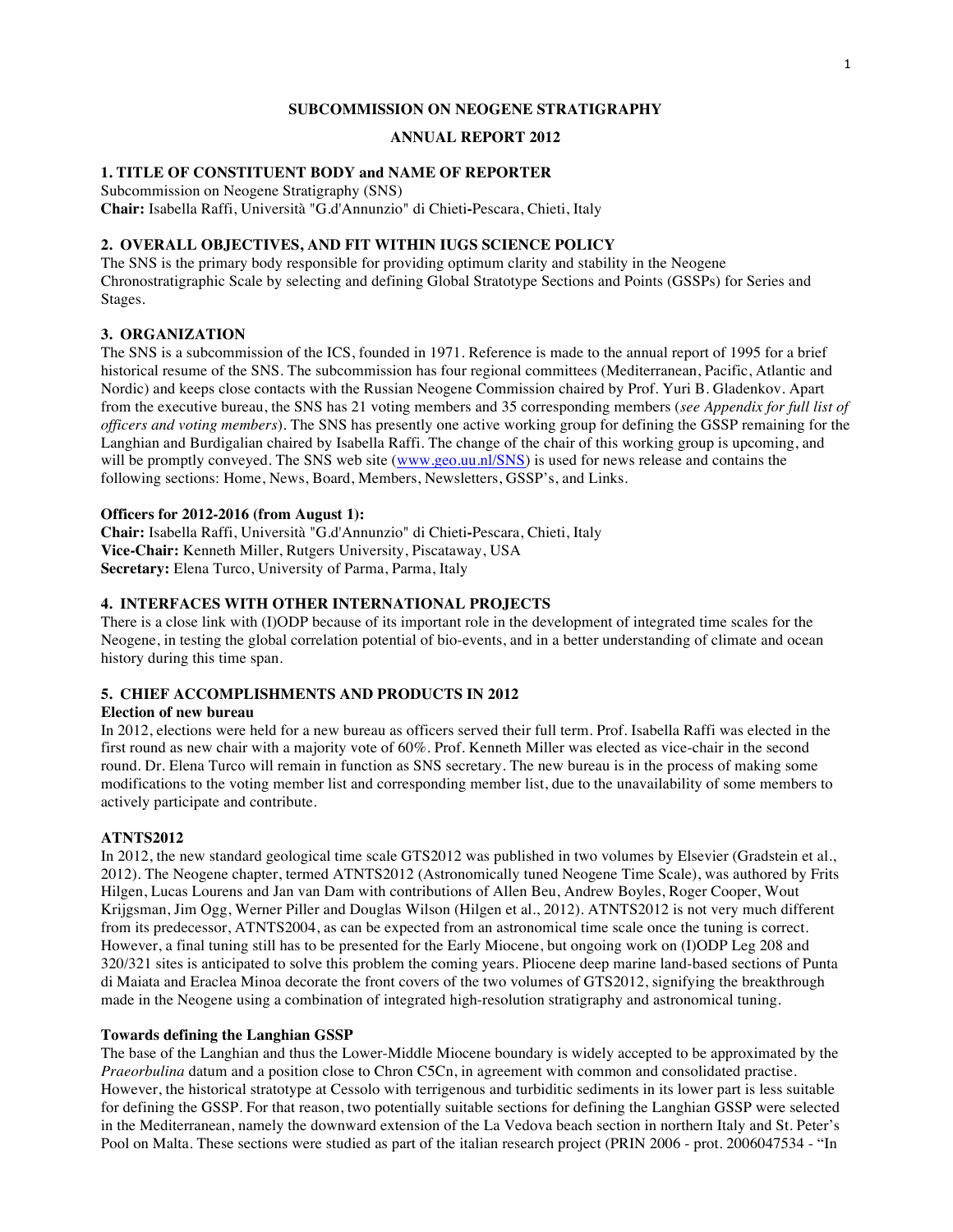# SUBCOMMISSION ON NEOGENE STRATIGRAPHY

## ANNUAL REPORT 2012

### 1. TITLE OF CONSTITUENT BODY and NAME OF REPORTER

Subcommission on Neogene Stratigraphy (SNS)
**Chair:** Isabella Raffi, Università "G.d'Annunzio" di Chieti-Pescara, Chieti, Italy

### 2. OVERALL OBJECTIVES, AND FIT WITHIN IUGS SCIENCE POLICY

The SNS is the primary body responsible for providing optimum clarity and stability in the Neogene Chronostratigraphic Scale by selecting and defining Global Stratotype Sections and Points (GSSPs) for Series and Stages.

### 3. ORGANIZATION

The SNS is a subcommission of the ICS, founded in 1971. Reference is made to the annual report of 1995 for a brief historical resume of the SNS. The subcommission has four regional committees (Mediterranean, Pacific, Atlantic and Nordic) and keeps close contacts with the Russian Neogene Commission chaired by Prof. Yuri B. Gladenkov. Apart from the executive bureau, the SNS has 21 voting members and 35 corresponding members (*see Appendix for full list of officers and voting members*). The SNS has presently one active working group for defining the GSSP remaining for the Langhian and Burdigalian chaired by Isabella Raffi. The change of the chair of this working group is upcoming, and will be promptly conveyed. The SNS web site (www.geo.uu.nl/SNS) is used for news release and contains the following sections: Home, News, Board, Members, Newsletters, GSSP's, and Links.

**Officers for 2012-2016 (from August 1):**
**Chair:** Isabella Raffi, Università "G.d'Annunzio" di Chieti-Pescara, Chieti, Italy
**Vice-Chair:** Kenneth Miller, Rutgers University, Piscataway, USA
**Secretary:** Elena Turco, University of Parma, Parma, Italy

### 4. INTERFACES WITH OTHER INTERNATIONAL PROJECTS

There is a close link with (I)ODP because of its important role in the development of integrated time scales for the Neogene, in testing the global correlation potential of bio-events, and in a better understanding of climate and ocean history during this time span.

### 5. CHIEF ACCOMPLISHMENTS AND PRODUCTS IN 2012

**Election of new bureau**

In 2012, elections were held for a new bureau as officers served their full term. Prof. Isabella Raffi was elected in the first round as new chair with a majority vote of 60%. Prof. Kenneth Miller was elected as vice-chair in the second round. Dr. Elena Turco will remain in function as SNS secretary. The new bureau is in the process of making some modifications to the voting member list and corresponding member list, due to the unavailability of some members to actively participate and contribute.

**ATNTS2012**

In 2012, the new standard geological time scale GTS2012 was published in two volumes by Elsevier (Gradstein et al., 2012). The Neogene chapter, termed ATNTS2012 (Astronomically tuned Neogene Time Scale), was authored by Frits Hilgen, Lucas Lourens and Jan van Dam with contributions of Allen Beu, Andrew Boyles, Roger Cooper, Wout Krijgsman, Jim Ogg, Werner Piller and Douglas Wilson (Hilgen et al., 2012). ATNTS2012 is not very much different from its predecessor, ATNTS2004, as can be expected from an astronomical time scale once the tuning is correct. However, a final tuning still has to be presented for the Early Miocene, but ongoing work on (I)ODP Leg 208 and 320/321 sites is anticipated to solve this problem the coming years. Pliocene deep marine land-based sections of Punta di Maiata and Eraclea Minoa decorate the front covers of the two volumes of GTS2012, signifying the breakthrough made in the Neogene using a combination of integrated high-resolution stratigraphy and astronomical tuning.

**Towards defining the Langhian GSSP**

The base of the Langhian and thus the Lower-Middle Miocene boundary is widely accepted to be approximated by the *Praeorbulina* datum and a position close to Chron C5Cn, in agreement with common and consolidated practise. However, the historical stratotype at Cessolo with terrigenous and turbiditic sediments in its lower part is less suitable for defining the GSSP. For that reason, two potentially suitable sections for defining the Langhian GSSP were selected in the Mediterranean, namely the downward extension of the La Vedova beach section in northern Italy and St. Peter's Pool on Malta. These sections were studied as part of the italian research project (PRIN 2006 - prot. 2006047534 - "In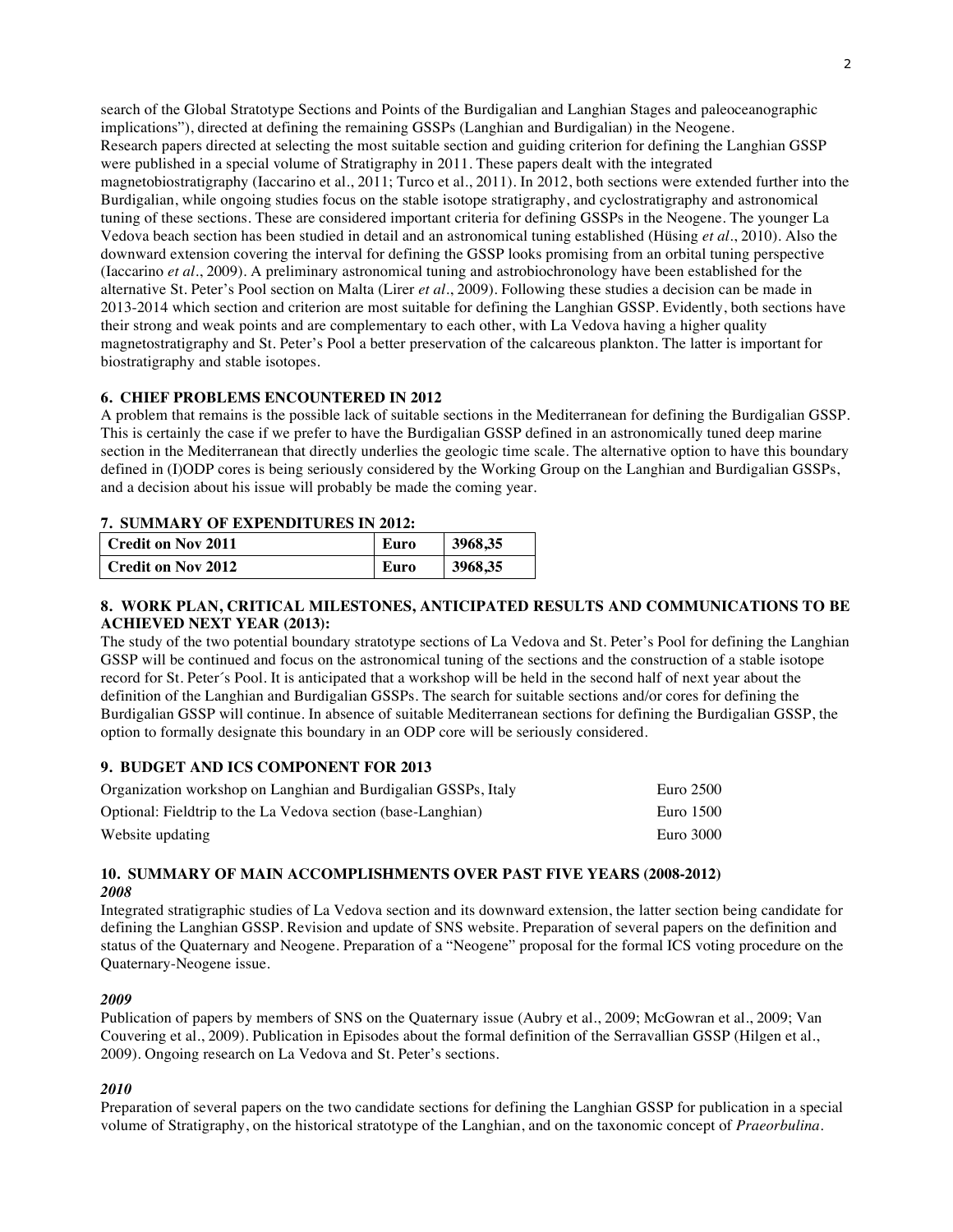search of the Global Stratotype Sections and Points of the Burdigalian and Langhian Stages and paleoceanographic implications"), directed at defining the remaining GSSPs (Langhian and Burdigalian) in the Neogene.
Research papers directed at selecting the most suitable section and guiding criterion for defining the Langhian GSSP were published in a special volume of Stratigraphy in 2011. These papers dealt with the integrated magnetobiostratigraphy (Iaccarino et al., 2011; Turco et al., 2011). In 2012, both sections were extended further into the Burdigalian, while ongoing studies focus on the stable isotope stratigraphy, and cyclostratigraphy and astronomical tuning of these sections. These are considered important criteria for defining GSSPs in the Neogene. The younger La Vedova beach section has been studied in detail and an astronomical tuning established (Hüsing *et al*., 2010). Also the downward extension covering the interval for defining the GSSP looks promising from an orbital tuning perspective (Iaccarino *et al*., 2009). A preliminary astronomical tuning and astrobiochronology have been established for the alternative St. Peter's Pool section on Malta (Lirer *et al*., 2009). Following these studies a decision can be made in 2013-2014 which section and criterion are most suitable for defining the Langhian GSSP. Evidently, both sections have their strong and weak points and are complementary to each other, with La Vedova having a higher quality magnetostratigraphy and St. Peter's Pool a better preservation of the calcareous plankton. The latter is important for biostratigraphy and stable isotopes.

## 6. CHIEF PROBLEMS ENCOUNTERED IN 2012

A problem that remains is the possible lack of suitable sections in the Mediterranean for defining the Burdigalian GSSP. This is certainly the case if we prefer to have the Burdigalian GSSP defined in an astronomically tuned deep marine section in the Mediterranean that directly underlies the geologic time scale. The alternative option to have this boundary defined in (I)ODP cores is being seriously considered by the Working Group on the Langhian and Burdigalian GSSPs, and a decision about his issue will probably be made the coming year.

## 7. SUMMARY OF EXPENDITURES IN 2012:

| Credit on Nov 2011 | Euro | 3968,35 |
|---|---|---|
| Credit on Nov 2012 | Euro | 3968,35 |

## 8. WORK PLAN, CRITICAL MILESTONES, ANTICIPATED RESULTS AND COMMUNICATIONS TO BE ACHIEVED NEXT YEAR (2013):

The study of the two potential boundary stratotype sections of La Vedova and St. Peter's Pool for defining the Langhian GSSP will be continued and focus on the astronomical tuning of the sections and the construction of a stable isotope record for St. Peter´s Pool. It is anticipated that a workshop will be held in the second half of next year about the definition of the Langhian and Burdigalian GSSPs. The search for suitable sections and/or cores for defining the Burdigalian GSSP will continue. In absence of suitable Mediterranean sections for defining the Burdigalian GSSP, the option to formally designate this boundary in an ODP core will be seriously considered.

## 9. BUDGET AND ICS COMPONENT FOR 2013

| | |
|---|---|
| Organization workshop on Langhian and Burdigalian GSSPs, Italy | Euro 2500 |
| Optional: Fieldtrip to the La Vedova section (base-Langhian) | Euro 1500 |
| Website updating | Euro 3000 |

## 10. SUMMARY OF MAIN ACCOMPLISHMENTS OVER PAST FIVE YEARS (2008-2012)

### *2008*

Integrated stratigraphic studies of La Vedova section and its downward extension, the latter section being candidate for defining the Langhian GSSP. Revision and update of SNS website. Preparation of several papers on the definition and status of the Quaternary and Neogene. Preparation of a "Neogene" proposal for the formal ICS voting procedure on the Quaternary-Neogene issue.

### *2009*

Publication of papers by members of SNS on the Quaternary issue (Aubry et al., 2009; McGowran et al., 2009; Van Couvering et al., 2009). Publication in Episodes about the formal definition of the Serravallian GSSP (Hilgen et al., 2009). Ongoing research on La Vedova and St. Peter's sections.

### *2010*

Preparation of several papers on the two candidate sections for defining the Langhian GSSP for publication in a special volume of Stratigraphy, on the historical stratotype of the Langhian, and on the taxonomic concept of *Praeorbulina*.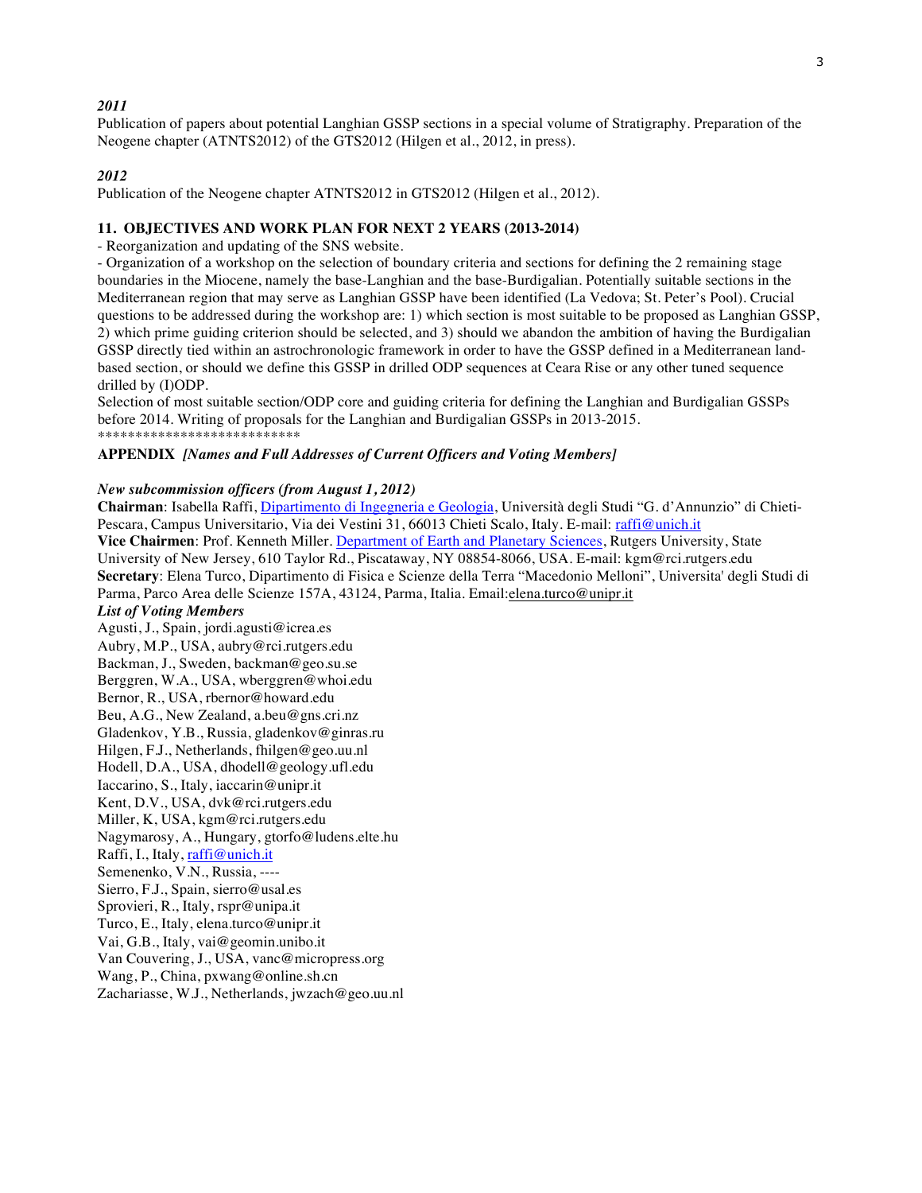***2011***

Publication of papers about potential Langhian GSSP sections in a special volume of Stratigraphy. Preparation of the Neogene chapter (ATNTS2012) of the GTS2012 (Hilgen et al., 2012, in press).

***2012***

Publication of the Neogene chapter ATNTS2012 in GTS2012 (Hilgen et al., 2012).

**11. OBJECTIVES AND WORK PLAN FOR NEXT 2 YEARS (2013-2014)**

- Reorganization and updating of the SNS website.
- Organization of a workshop on the selection of boundary criteria and sections for defining the 2 remaining stage boundaries in the Miocene, namely the base-Langhian and the base-Burdigalian. Potentially suitable sections in the Mediterranean region that may serve as Langhian GSSP have been identified (La Vedova; St. Peter's Pool). Crucial questions to be addressed during the workshop are: 1) which section is most suitable to be proposed as Langhian GSSP, 2) which prime guiding criterion should be selected, and 3) should we abandon the ambition of having the Burdigalian GSSP directly tied within an astrochronologic framework in order to have the GSSP defined in a Mediterranean land-based section, or should we define this GSSP in drilled ODP sequences at Ceara Rise or any other tuned sequence drilled by (I)ODP.

Selection of most suitable section/ODP core and guiding criteria for defining the Langhian and Burdigalian GSSPs before 2014. Writing of proposals for the Langhian and Burdigalian GSSPs in 2013-2015.

***************************

**APPENDIX *[Names and Full Addresses of Current Officers and Voting Members]***

***New subcommission officers (from August 1, 2012)***

**Chairman**: Isabella Raffi, Dipartimento di Ingegneria e Geologia, Università degli Studi "G. d'Annunzio" di Chieti-Pescara, Campus Universitario, Via dei Vestini 31, 66013 Chieti Scalo, Italy. E-mail: raffi@unich.it
**Vice Chairmen**: Prof. Kenneth Miller. Department of Earth and Planetary Sciences, Rutgers University, State University of New Jersey, 610 Taylor Rd., Piscataway, NY 08854-8066, USA. E-mail: kgm@rci.rutgers.edu
**Secretary**: Elena Turco, Dipartimento di Fisica e Scienze della Terra "Macedonio Melloni", Universita' degli Studi di Parma, Parco Area delle Scienze 157A, 43124, Parma, Italia. Email:elena.turco@unipr.it

***List of Voting Members***

Agusti, J., Spain, jordi.agusti@icrea.es
Aubry, M.P., USA, aubry@rci.rutgers.edu
Backman, J., Sweden, backman@geo.su.se
Berggren, W.A., USA, wberggren@whoi.edu
Bernor, R., USA, rbernor@howard.edu
Beu, A.G., New Zealand, a.beu@gns.cri.nz
Gladenkov, Y.B., Russia, gladenkov@ginras.ru
Hilgen, F.J., Netherlands, fhilgen@geo.uu.nl
Hodell, D.A., USA, dhodell@geology.ufl.edu
Iaccarino, S., Italy, iaccarin@unipr.it
Kent, D.V., USA, dvk@rci.rutgers.edu
Miller, K, USA, kgm@rci.rutgers.edu
Nagymarosy, A., Hungary, gtorfo@ludens.elte.hu
Raffi, I., Italy, raffi@unich.it
Semenenko, V.N., Russia, ----
Sierro, F.J., Spain, sierro@usal.es
Sprovieri, R., Italy, rspr@unipa.it
Turco, E., Italy, elena.turco@unipr.it
Vai, G.B., Italy, vai@geomin.unibo.it
Van Couvering, J., USA, vanc@micropress.org
Wang, P., China, pxwang@online.sh.cn
Zachariasse, W.J., Netherlands, jwzach@geo.uu.nl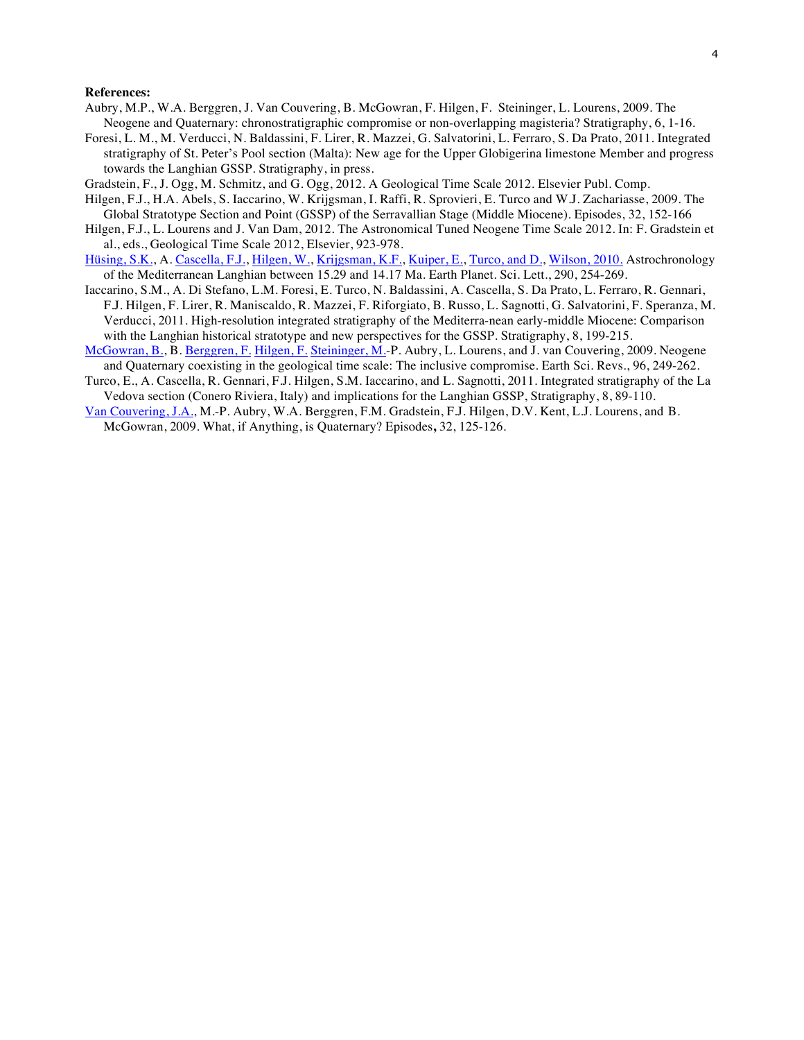**References:**

Aubry, M.P., W.A. Berggren, J. Van Couvering, B. McGowran, F. Hilgen, F. Steininger, L. Lourens, 2009. The Neogene and Quaternary: chronostratigraphic compromise or non-overlapping magisteria? Stratigraphy, 6, 1-16.

Foresi, L. M., M. Verducci, N. Baldassini, F. Lirer, R. Mazzei, G. Salvatorini, L. Ferraro, S. Da Prato, 2011. Integrated stratigraphy of St. Peter's Pool section (Malta): New age for the Upper Globigerina limestone Member and progress towards the Langhian GSSP. Stratigraphy, in press.

Gradstein, F., J. Ogg, M. Schmitz, and G. Ogg, 2012. A Geological Time Scale 2012. Elsevier Publ. Comp.

Hilgen, F.J., H.A. Abels, S. Iaccarino, W. Krijgsman, I. Raffi, R. Sprovieri, E. Turco and W.J. Zachariasse, 2009. The Global Stratotype Section and Point (GSSP) of the Serravallian Stage (Middle Miocene). Episodes, 32, 152-166

Hilgen, F.J., L. Lourens and J. Van Dam, 2012. The Astronomical Tuned Neogene Time Scale 2012. In: F. Gradstein et al., eds., Geological Time Scale 2012, Elsevier, 923-978.

Hüsing, S.K., A. Cascella, F.J., Hilgen, W., Krijgsman, K.F., Kuiper, E., Turco, and D., Wilson, 2010. Astrochronology of the Mediterranean Langhian between 15.29 and 14.17 Ma. Earth Planet. Sci. Lett., 290, 254-269.

Iaccarino, S.M., A. Di Stefano, L.M. Foresi, E. Turco, N. Baldassini, A. Cascella, S. Da Prato, L. Ferraro, R. Gennari, F.J. Hilgen, F. Lirer, R. Maniscaldo, R. Mazzei, F. Riforgiato, B. Russo, L. Sagnotti, G. Salvatorini, F. Speranza, M. Verducci, 2011. High-resolution integrated stratigraphy of the Mediterra-nean early-middle Miocene: Comparison with the Langhian historical stratotype and new perspectives for the GSSP. Stratigraphy, 8, 199-215.

McGowran, B., B. Berggren, F. Hilgen, F. Steininger, M.-P. Aubry, L. Lourens, and J. van Couvering, 2009. Neogene and Quaternary coexisting in the geological time scale: The inclusive compromise. Earth Sci. Revs., 96, 249-262.

Turco, E., A. Cascella, R. Gennari, F.J. Hilgen, S.M. Iaccarino, and L. Sagnotti, 2011. Integrated stratigraphy of the La Vedova section (Conero Riviera, Italy) and implications for the Langhian GSSP, Stratigraphy, 8, 89-110.

Van Couvering, J.A., M.-P. Aubry, W.A. Berggren, F.M. Gradstein, F.J. Hilgen, D.V. Kent, L.J. Lourens, and B. McGowran, 2009. What, if Anything, is Quaternary? Episodes, 32, 125-126.